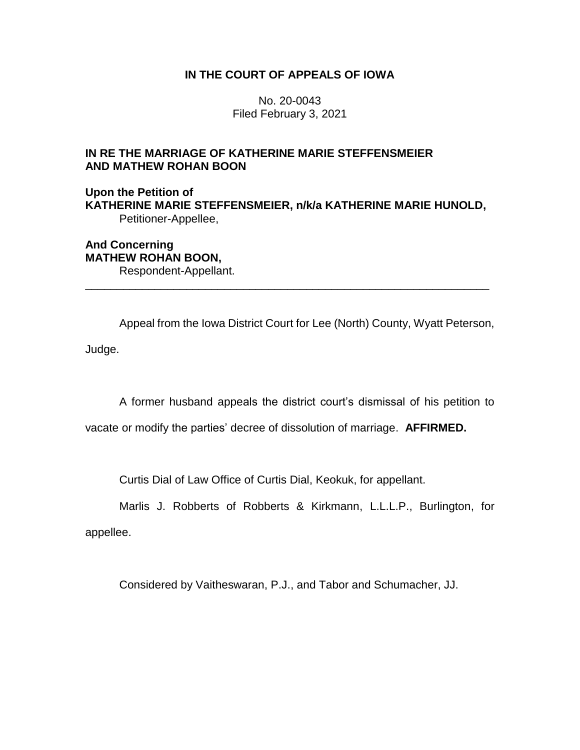**IN THE COURT OF APPEALS OF IOWA**

No. 20-0043
Filed February 3, 2021

**IN RE THE MARRIAGE OF KATHERINE MARIE STEFFENSMEIER AND MATHEW ROHAN BOON**

**Upon the Petition of**
**KATHERINE MARIE STEFFENSMEIER, n/k/a KATHERINE MARIE HUNOLD,**
Petitioner-Appellee,

**And Concerning**
**MATHEW ROHAN BOON,**
Respondent-Appellant.

---

Appeal from the Iowa District Court for Lee (North) County, Wyatt Peterson, Judge.

A former husband appeals the district court's dismissal of his petition to vacate or modify the parties' decree of dissolution of marriage. **AFFIRMED.**

Curtis Dial of Law Office of Curtis Dial, Keokuk, for appellant.

Marlis J. Robberts of Robberts & Kirkmann, L.L.L.P., Burlington, for appellee.

Considered by Vaitheswaran, P.J., and Tabor and Schumacher, JJ.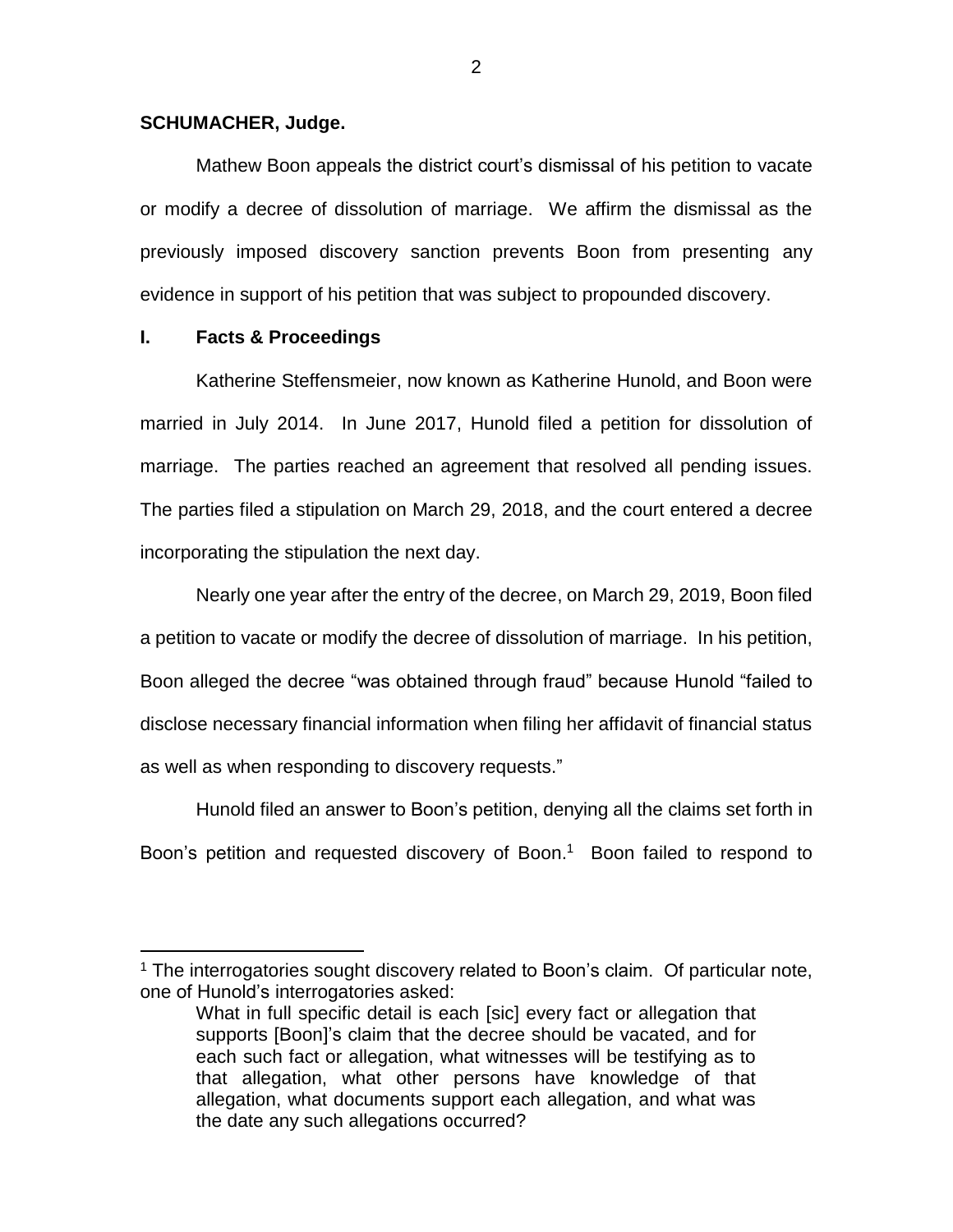**SCHUMACHER, Judge.**

Mathew Boon appeals the district court's dismissal of his petition to vacate or modify a decree of dissolution of marriage. We affirm the dismissal as the previously imposed discovery sanction prevents Boon from presenting any evidence in support of his petition that was subject to propounded discovery.

## I. Facts & Proceedings

Katherine Steffensmeier, now known as Katherine Hunold, and Boon were married in July 2014. In June 2017, Hunold filed a petition for dissolution of marriage. The parties reached an agreement that resolved all pending issues. The parties filed a stipulation on March 29, 2018, and the court entered a decree incorporating the stipulation the next day.

Nearly one year after the entry of the decree, on March 29, 2019, Boon filed a petition to vacate or modify the decree of dissolution of marriage. In his petition, Boon alleged the decree "was obtained through fraud" because Hunold "failed to disclose necessary financial information when filing her affidavit of financial status as well as when responding to discovery requests."

Hunold filed an answer to Boon's petition, denying all the claims set forth in Boon's petition and requested discovery of Boon.[1] Boon failed to respond to

---

[1] The interrogatories sought discovery related to Boon's claim. Of particular note, one of Hunold's interrogatories asked:

> What in full specific detail is each [sic] every fact or allegation that supports [Boon]'s claim that the decree should be vacated, and for each such fact or allegation, what witnesses will be testifying as to that allegation, what other persons have knowledge of that allegation, what documents support each allegation, and what was the date any such allegations occurred?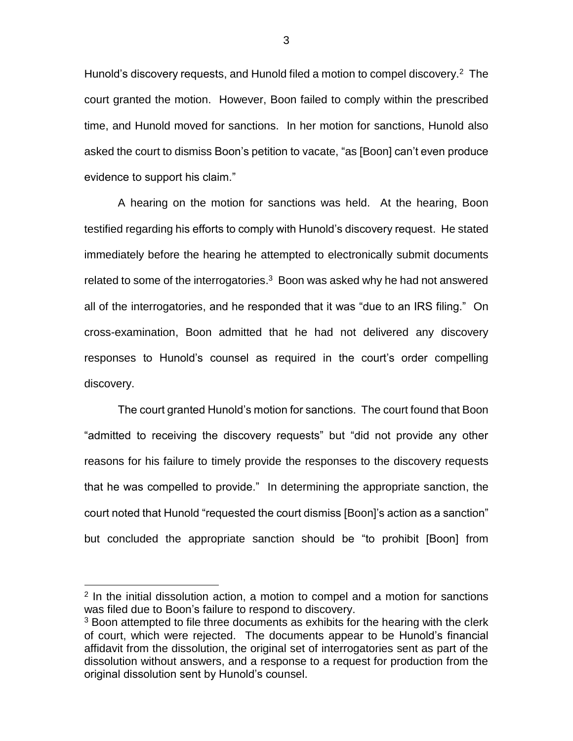Hunold's discovery requests, and Hunold filed a motion to compel discovery.[2] The court granted the motion. However, Boon failed to comply within the prescribed time, and Hunold moved for sanctions. In her motion for sanctions, Hunold also asked the court to dismiss Boon's petition to vacate, "as [Boon] can't even produce evidence to support his claim."

A hearing on the motion for sanctions was held. At the hearing, Boon testified regarding his efforts to comply with Hunold's discovery request. He stated immediately before the hearing he attempted to electronically submit documents related to some of the interrogatories.[3] Boon was asked why he had not answered all of the interrogatories, and he responded that it was "due to an IRS filing." On cross-examination, Boon admitted that he had not delivered any discovery responses to Hunold's counsel as required in the court's order compelling discovery.

The court granted Hunold's motion for sanctions. The court found that Boon "admitted to receiving the discovery requests" but "did not provide any other reasons for his failure to timely provide the responses to the discovery requests that he was compelled to provide." In determining the appropriate sanction, the court noted that Hunold "requested the court dismiss [Boon]'s action as a sanction" but concluded the appropriate sanction should be "to prohibit [Boon] from

---

[2] In the initial dissolution action, a motion to compel and a motion for sanctions was filed due to Boon's failure to respond to discovery.

[3] Boon attempted to file three documents as exhibits for the hearing with the clerk of court, which were rejected. The documents appear to be Hunold's financial affidavit from the dissolution, the original set of interrogatories sent as part of the dissolution without answers, and a response to a request for production from the original dissolution sent by Hunold's counsel.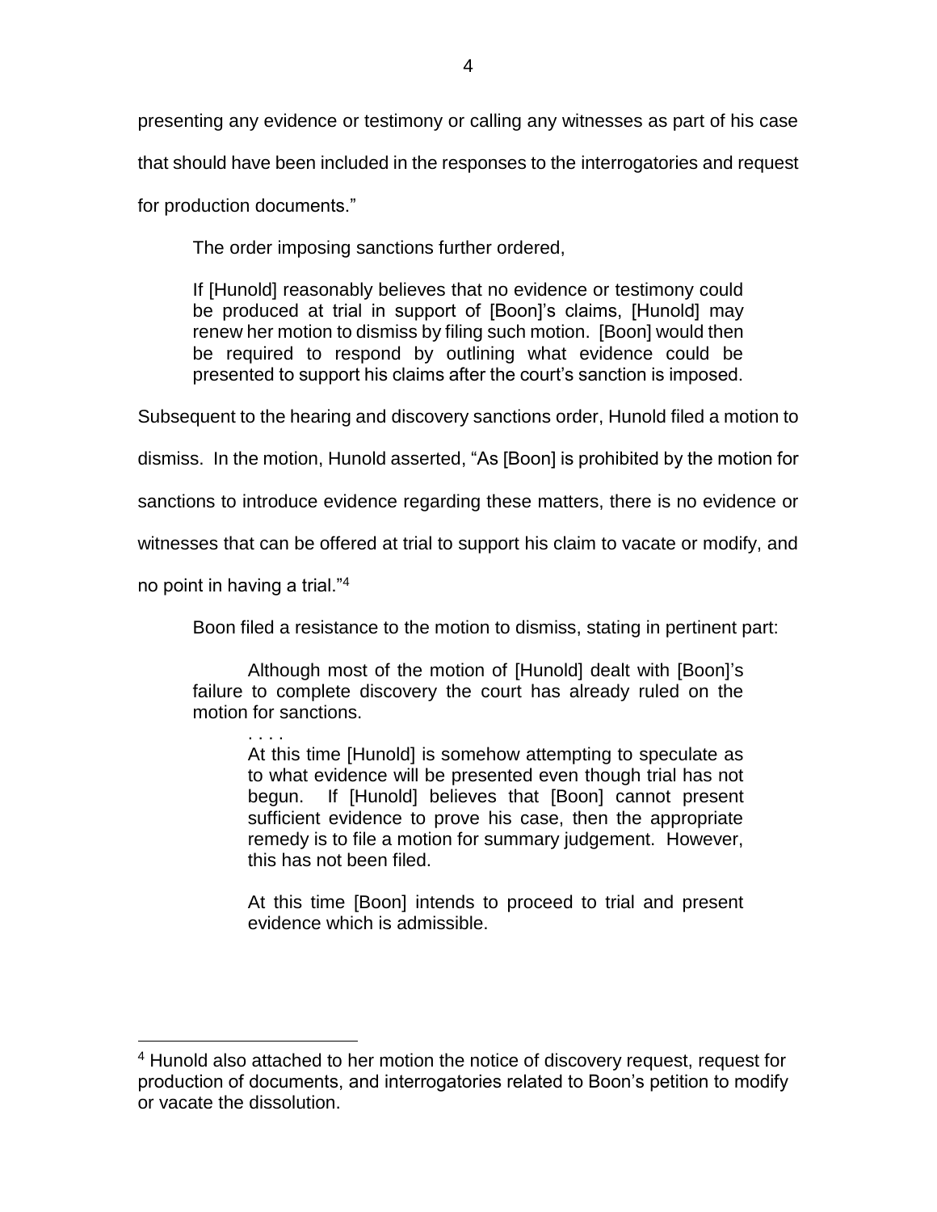presenting any evidence or testimony or calling any witnesses as part of his case that should have been included in the responses to the interrogatories and request for production documents."

The order imposing sanctions further ordered,

> If [Hunold] reasonably believes that no evidence or testimony could be produced at trial in support of [Boon]'s claims, [Hunold] may renew her motion to dismiss by filing such motion. [Boon] would then be required to respond by outlining what evidence could be presented to support his claims after the court's sanction is imposed.

Subsequent to the hearing and discovery sanctions order, Hunold filed a motion to dismiss. In the motion, Hunold asserted, "As [Boon] is prohibited by the motion for sanctions to introduce evidence regarding these matters, there is no evidence or witnesses that can be offered at trial to support his claim to vacate or modify, and no point in having a trial."[4]

Boon filed a resistance to the motion to dismiss, stating in pertinent part:

> Although most of the motion of [Hunold] dealt with [Boon]'s failure to complete discovery the court has already ruled on the motion for sanctions.
>
> . . . .
>
> At this time [Hunold] is somehow attempting to speculate as to what evidence will be presented even though trial has not begun. If [Hunold] believes that [Boon] cannot present sufficient evidence to prove his case, then the appropriate remedy is to file a motion for summary judgement. However, this has not been filed.
>
> At this time [Boon] intends to proceed to trial and present evidence which is admissible.

---

[4] Hunold also attached to her motion the notice of discovery request, request for production of documents, and interrogatories related to Boon's petition to modify or vacate the dissolution.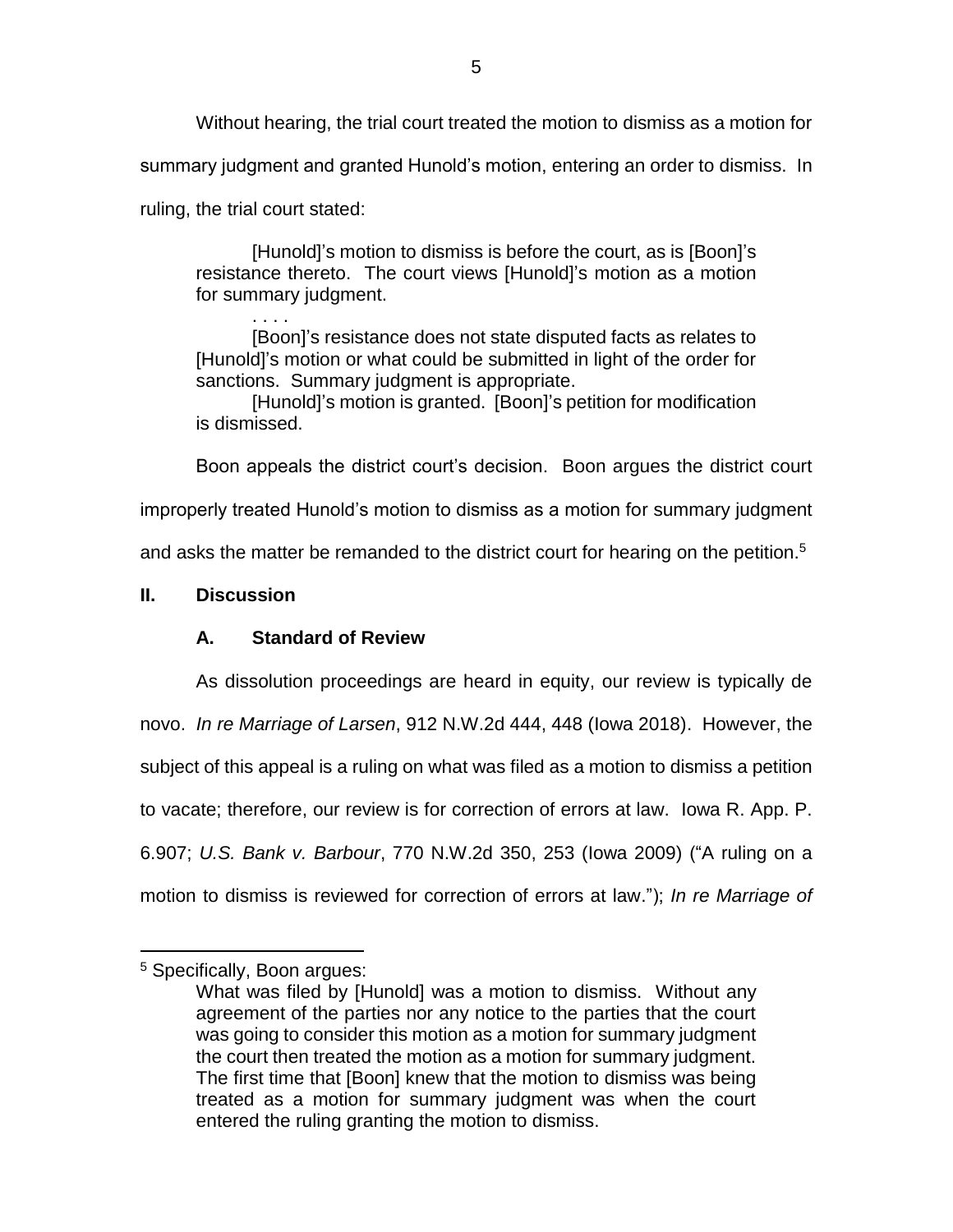Without hearing, the trial court treated the motion to dismiss as a motion for summary judgment and granted Hunold's motion, entering an order to dismiss. In ruling, the trial court stated:

> [Hunold]'s motion to dismiss is before the court, as is [Boon]'s resistance thereto. The court views [Hunold]'s motion as a motion for summary judgment.
>
> . . . .
>
> [Boon]'s resistance does not state disputed facts as relates to [Hunold]'s motion or what could be submitted in light of the order for sanctions. Summary judgment is appropriate.
>
> [Hunold]'s motion is granted. [Boon]'s petition for modification is dismissed.

Boon appeals the district court's decision. Boon argues the district court improperly treated Hunold's motion to dismiss as a motion for summary judgment and asks the matter be remanded to the district court for hearing on the petition.[5]

## II. Discussion

### A. Standard of Review

As dissolution proceedings are heard in equity, our review is typically de novo. *In re Marriage of Larsen*, 912 N.W.2d 444, 448 (Iowa 2018). However, the subject of this appeal is a ruling on what was filed as a motion to dismiss a petition to vacate; therefore, our review is for correction of errors at law. Iowa R. App. P. 6.907; *U.S. Bank v. Barbour*, 770 N.W.2d 350, 253 (Iowa 2009) ("A ruling on a motion to dismiss is reviewed for correction of errors at law."); *In re Marriage of*

---

[5] Specifically, Boon argues:

> What was filed by [Hunold] was a motion to dismiss. Without any agreement of the parties nor any notice to the parties that the court was going to consider this motion as a motion for summary judgment the court then treated the motion as a motion for summary judgment. The first time that [Boon] knew that the motion to dismiss was being treated as a motion for summary judgment was when the court entered the ruling granting the motion to dismiss.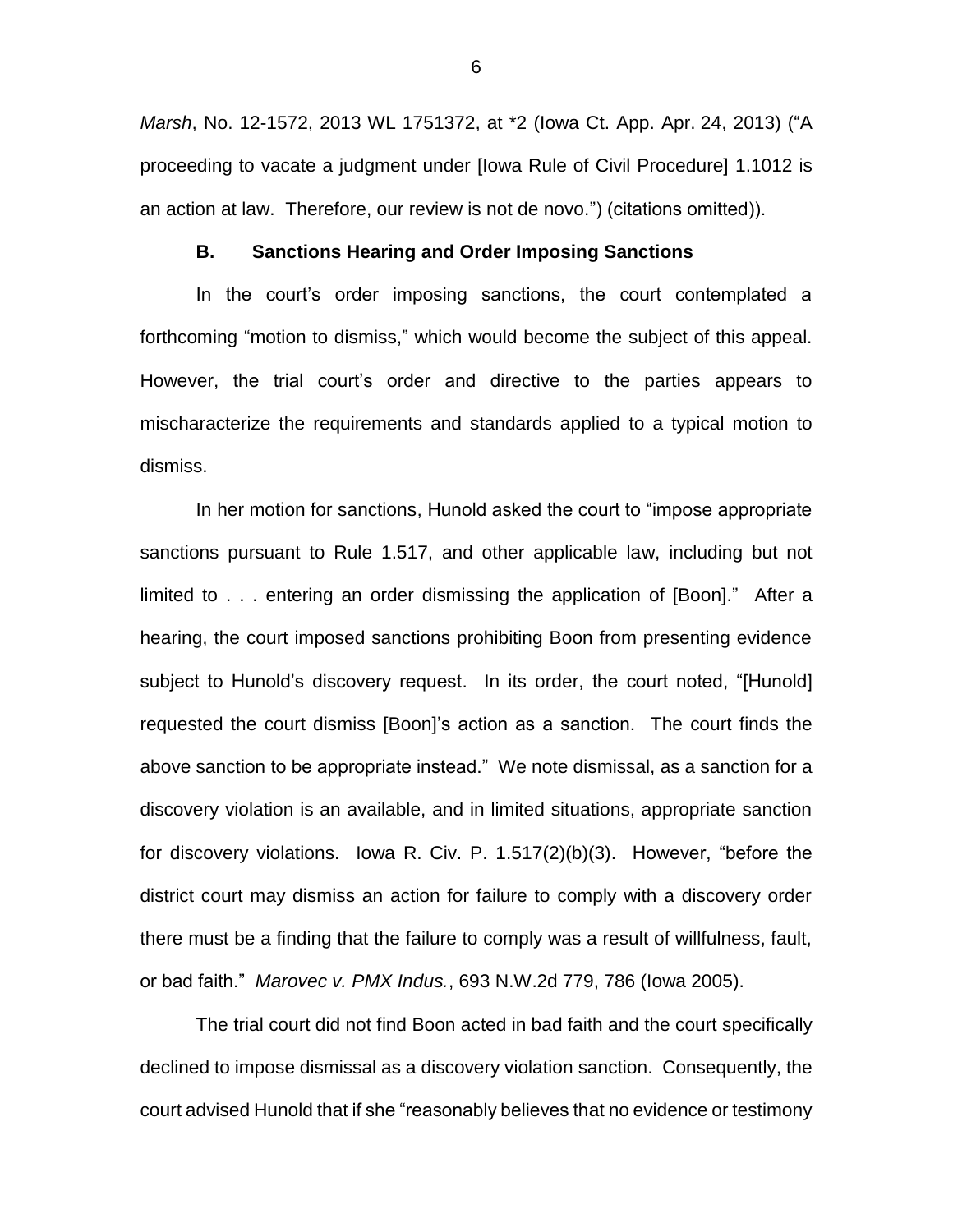*Marsh*, No. 12-1572, 2013 WL 1751372, at *2 (Iowa Ct. App. Apr. 24, 2013) ("A proceeding to vacate a judgment under [Iowa Rule of Civil Procedure] 1.1012 is an action at law. Therefore, our review is not de novo.") (citations omitted)).

### B. Sanctions Hearing and Order Imposing Sanctions

In the court's order imposing sanctions, the court contemplated a forthcoming "motion to dismiss," which would become the subject of this appeal. However, the trial court's order and directive to the parties appears to mischaracterize the requirements and standards applied to a typical motion to dismiss.

In her motion for sanctions, Hunold asked the court to "impose appropriate sanctions pursuant to Rule 1.517, and other applicable law, including but not limited to . . . entering an order dismissing the application of [Boon]." After a hearing, the court imposed sanctions prohibiting Boon from presenting evidence subject to Hunold's discovery request. In its order, the court noted, "[Hunold] requested the court dismiss [Boon]'s action as a sanction. The court finds the above sanction to be appropriate instead." We note dismissal, as a sanction for a discovery violation is an available, and in limited situations, appropriate sanction for discovery violations. Iowa R. Civ. P. 1.517(2)(b)(3). However, "before the district court may dismiss an action for failure to comply with a discovery order there must be a finding that the failure to comply was a result of willfulness, fault, or bad faith." *Marovec v. PMX Indus.*, 693 N.W.2d 779, 786 (Iowa 2005).

The trial court did not find Boon acted in bad faith and the court specifically declined to impose dismissal as a discovery violation sanction. Consequently, the court advised Hunold that if she "reasonably believes that no evidence or testimony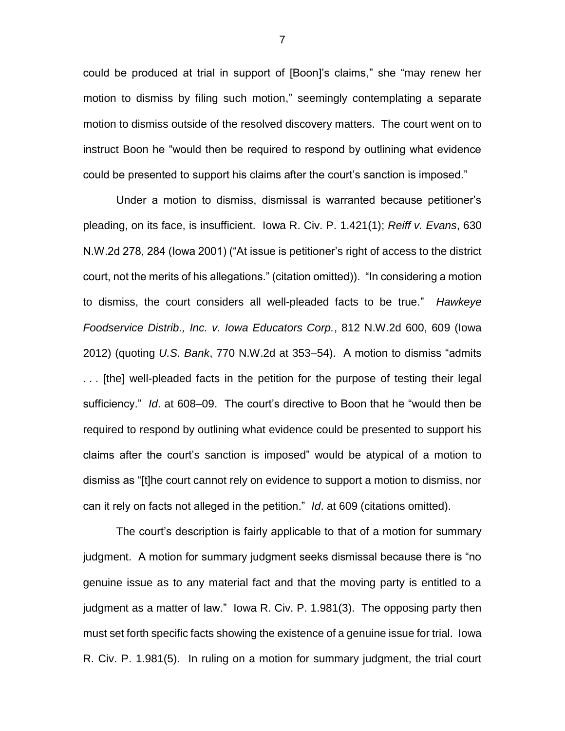could be produced at trial in support of [Boon]'s claims," she "may renew her motion to dismiss by filing such motion," seemingly contemplating a separate motion to dismiss outside of the resolved discovery matters. The court went on to instruct Boon he "would then be required to respond by outlining what evidence could be presented to support his claims after the court's sanction is imposed."

Under a motion to dismiss, dismissal is warranted because petitioner's pleading, on its face, is insufficient. Iowa R. Civ. P. 1.421(1); *Reiff v. Evans*, 630 N.W.2d 278, 284 (Iowa 2001) ("At issue is petitioner's right of access to the district court, not the merits of his allegations." (citation omitted)). "In considering a motion to dismiss, the court considers all well-pleaded facts to be true." *Hawkeye Foodservice Distrib., Inc. v. Iowa Educators Corp.*, 812 N.W.2d 600, 609 (Iowa 2012) (quoting *U.S. Bank*, 770 N.W.2d at 353–54). A motion to dismiss "admits . . . [the] well-pleaded facts in the petition for the purpose of testing their legal sufficiency." *Id*. at 608–09. The court's directive to Boon that he "would then be required to respond by outlining what evidence could be presented to support his claims after the court's sanction is imposed" would be atypical of a motion to dismiss as "[t]he court cannot rely on evidence to support a motion to dismiss, nor can it rely on facts not alleged in the petition." *Id*. at 609 (citations omitted).

The court's description is fairly applicable to that of a motion for summary judgment. A motion for summary judgment seeks dismissal because there is "no genuine issue as to any material fact and that the moving party is entitled to a judgment as a matter of law." Iowa R. Civ. P. 1.981(3). The opposing party then must set forth specific facts showing the existence of a genuine issue for trial. Iowa R. Civ. P. 1.981(5). In ruling on a motion for summary judgment, the trial court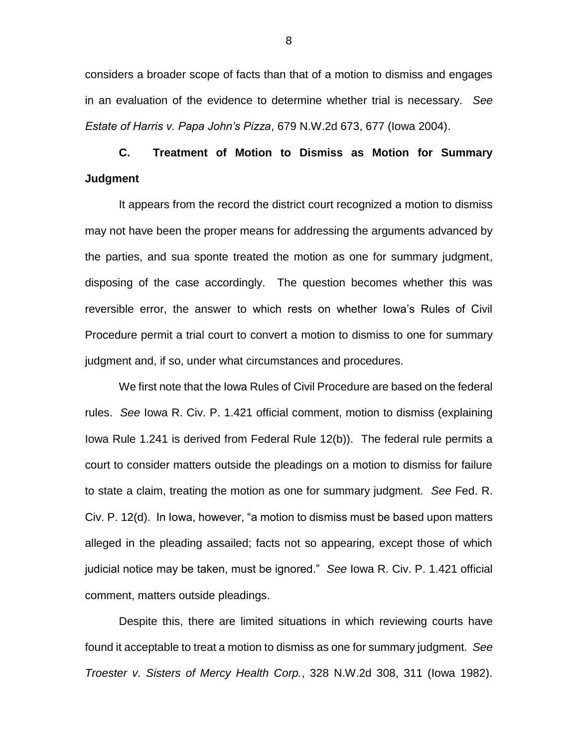considers a broader scope of facts than that of a motion to dismiss and engages in an evaluation of the evidence to determine whether trial is necessary. *See Estate of Harris v. Papa John's Pizza*, 679 N.W.2d 673, 677 (Iowa 2004).

### C. Treatment of Motion to Dismiss as Motion for Summary Judgment

It appears from the record the district court recognized a motion to dismiss may not have been the proper means for addressing the arguments advanced by the parties, and sua sponte treated the motion as one for summary judgment, disposing of the case accordingly. The question becomes whether this was reversible error, the answer to which rests on whether Iowa's Rules of Civil Procedure permit a trial court to convert a motion to dismiss to one for summary judgment and, if so, under what circumstances and procedures.

We first note that the Iowa Rules of Civil Procedure are based on the federal rules. *See* Iowa R. Civ. P. 1.421 official comment, motion to dismiss (explaining Iowa Rule 1.241 is derived from Federal Rule 12(b)). The federal rule permits a court to consider matters outside the pleadings on a motion to dismiss for failure to state a claim, treating the motion as one for summary judgment. *See* Fed. R. Civ. P. 12(d). In Iowa, however, "a motion to dismiss must be based upon matters alleged in the pleading assailed; facts not so appearing, except those of which judicial notice may be taken, must be ignored." *See* Iowa R. Civ. P. 1.421 official comment, matters outside pleadings.

Despite this, there are limited situations in which reviewing courts have found it acceptable to treat a motion to dismiss as one for summary judgment. *See Troester v. Sisters of Mercy Health Corp.*, 328 N.W.2d 308, 311 (Iowa 1982).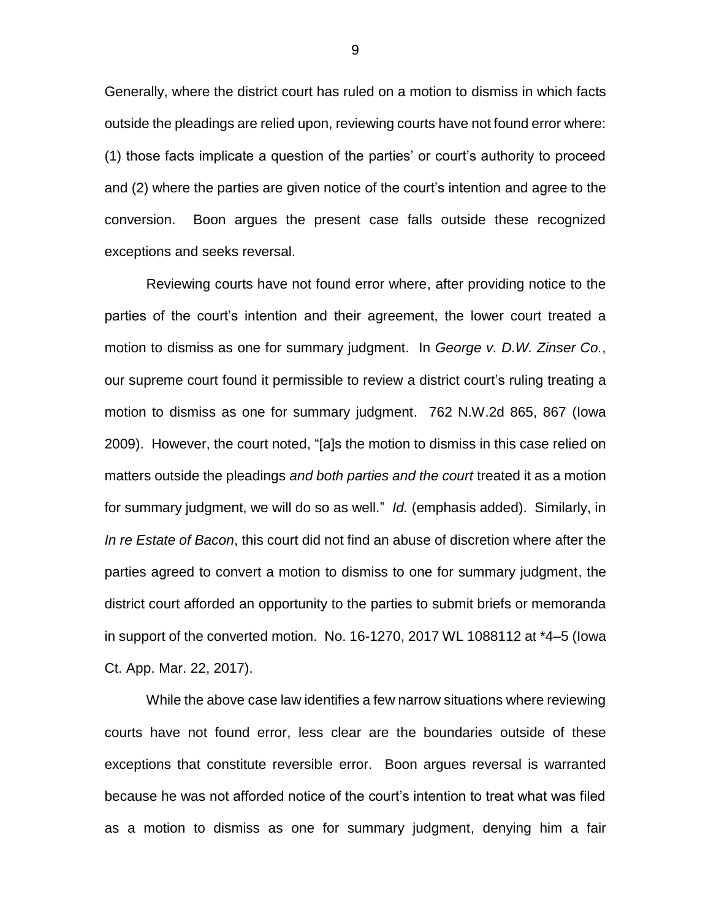Generally, where the district court has ruled on a motion to dismiss in which facts outside the pleadings are relied upon, reviewing courts have not found error where: (1) those facts implicate a question of the parties' or court's authority to proceed and (2) where the parties are given notice of the court's intention and agree to the conversion. Boon argues the present case falls outside these recognized exceptions and seeks reversal.

Reviewing courts have not found error where, after providing notice to the parties of the court's intention and their agreement, the lower court treated a motion to dismiss as one for summary judgment. In *George v. D.W. Zinser Co.*, our supreme court found it permissible to review a district court's ruling treating a motion to dismiss as one for summary judgment. 762 N.W.2d 865, 867 (Iowa 2009). However, the court noted, "[a]s the motion to dismiss in this case relied on matters outside the pleadings *and both parties and the court* treated it as a motion for summary judgment, we will do so as well." *Id.* (emphasis added). Similarly, in *In re Estate of Bacon*, this court did not find an abuse of discretion where after the parties agreed to convert a motion to dismiss to one for summary judgment, the district court afforded an opportunity to the parties to submit briefs or memoranda in support of the converted motion. No. 16-1270, 2017 WL 1088112 at *4–5 (Iowa Ct. App. Mar. 22, 2017).

While the above case law identifies a few narrow situations where reviewing courts have not found error, less clear are the boundaries outside of these exceptions that constitute reversible error. Boon argues reversal is warranted because he was not afforded notice of the court's intention to treat what was filed as a motion to dismiss as one for summary judgment, denying him a fair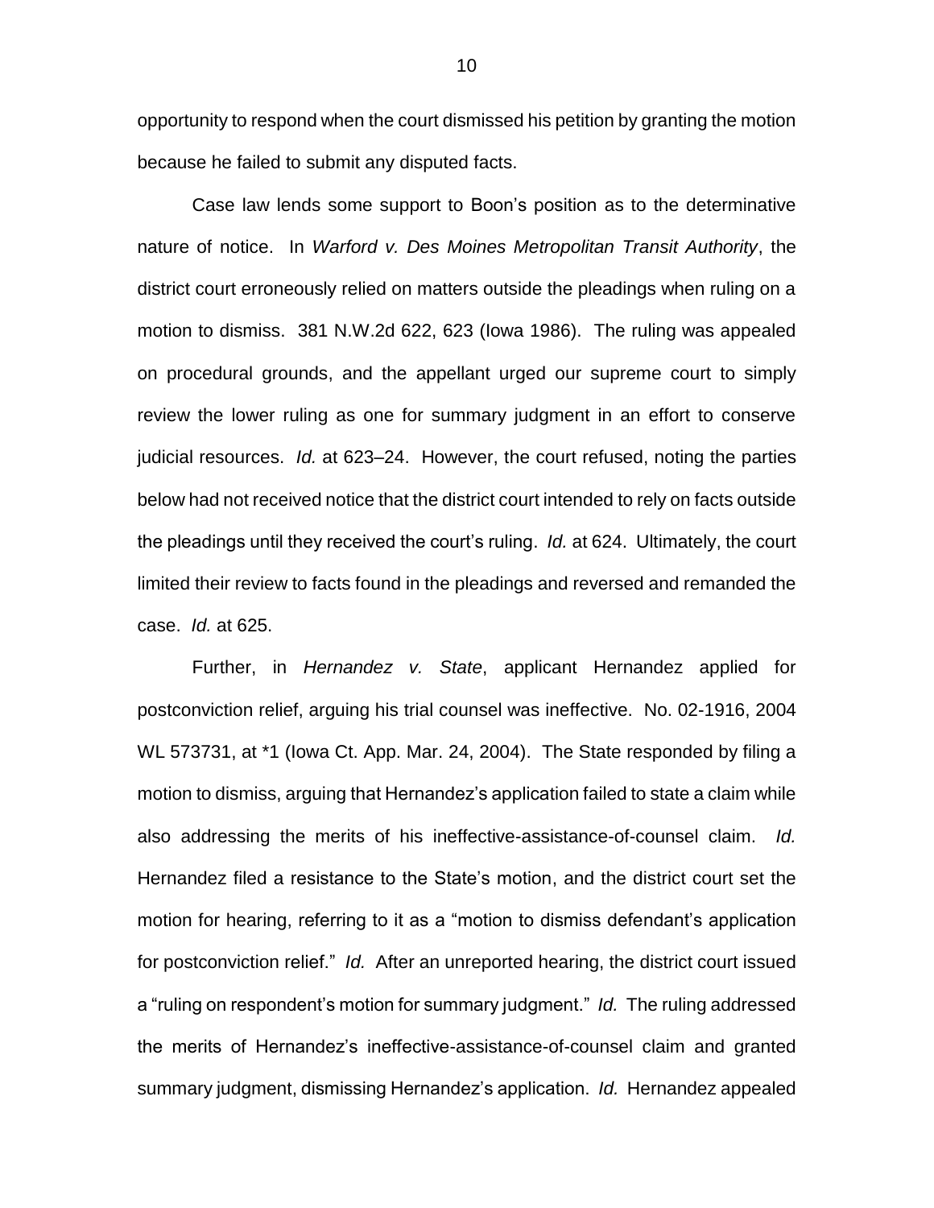opportunity to respond when the court dismissed his petition by granting the motion because he failed to submit any disputed facts.

Case law lends some support to Boon's position as to the determinative nature of notice. In *Warford v. Des Moines Metropolitan Transit Authority*, the district court erroneously relied on matters outside the pleadings when ruling on a motion to dismiss. 381 N.W.2d 622, 623 (Iowa 1986). The ruling was appealed on procedural grounds, and the appellant urged our supreme court to simply review the lower ruling as one for summary judgment in an effort to conserve judicial resources. *Id.* at 623–24. However, the court refused, noting the parties below had not received notice that the district court intended to rely on facts outside the pleadings until they received the court's ruling. *Id.* at 624. Ultimately, the court limited their review to facts found in the pleadings and reversed and remanded the case. *Id.* at 625.

Further, in *Hernandez v. State*, applicant Hernandez applied for postconviction relief, arguing his trial counsel was ineffective. No. 02-1916, 2004 WL 573731, at *1 (Iowa Ct. App. Mar. 24, 2004). The State responded by filing a motion to dismiss, arguing that Hernandez's application failed to state a claim while also addressing the merits of his ineffective-assistance-of-counsel claim. *Id.* Hernandez filed a resistance to the State's motion, and the district court set the motion for hearing, referring to it as a "motion to dismiss defendant's application for postconviction relief." *Id.* After an unreported hearing, the district court issued a "ruling on respondent's motion for summary judgment." *Id.* The ruling addressed the merits of Hernandez's ineffective-assistance-of-counsel claim and granted summary judgment, dismissing Hernandez's application. *Id.* Hernandez appealed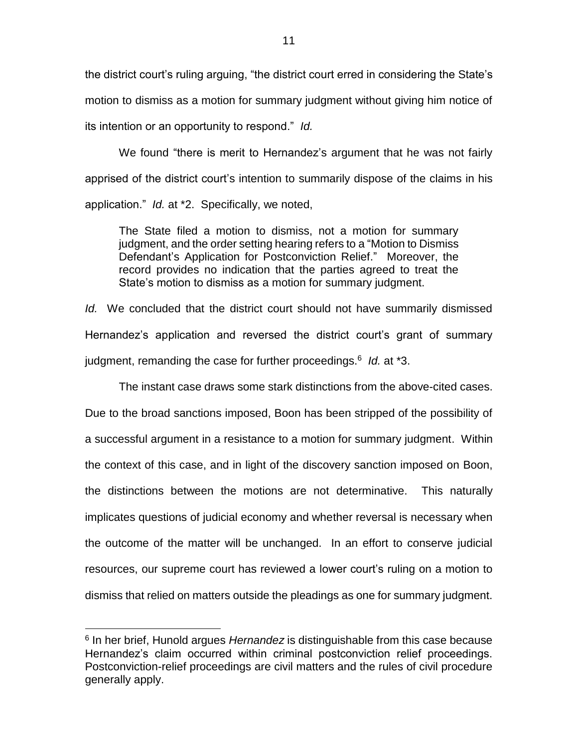the district court's ruling arguing, "the district court erred in considering the State's motion to dismiss as a motion for summary judgment without giving him notice of its intention or an opportunity to respond." *Id.*

We found "there is merit to Hernandez's argument that he was not fairly apprised of the district court's intention to summarily dispose of the claims in his application." *Id.* at *2. Specifically, we noted,

> The State filed a motion to dismiss, not a motion for summary judgment, and the order setting hearing refers to a "Motion to Dismiss Defendant's Application for Postconviction Relief." Moreover, the record provides no indication that the parties agreed to treat the State's motion to dismiss as a motion for summary judgment.

*Id.* We concluded that the district court should not have summarily dismissed Hernandez's application and reversed the district court's grant of summary judgment, remanding the case for further proceedings.[6] *Id.* at *3.

The instant case draws some stark distinctions from the above-cited cases. Due to the broad sanctions imposed, Boon has been stripped of the possibility of a successful argument in a resistance to a motion for summary judgment. Within the context of this case, and in light of the discovery sanction imposed on Boon, the distinctions between the motions are not determinative. This naturally implicates questions of judicial economy and whether reversal is necessary when the outcome of the matter will be unchanged. In an effort to conserve judicial resources, our supreme court has reviewed a lower court's ruling on a motion to dismiss that relied on matters outside the pleadings as one for summary judgment.

[6] In her brief, Hunold argues *Hernandez* is distinguishable from this case because Hernandez's claim occurred within criminal postconviction relief proceedings. Postconviction-relief proceedings are civil matters and the rules of civil procedure generally apply.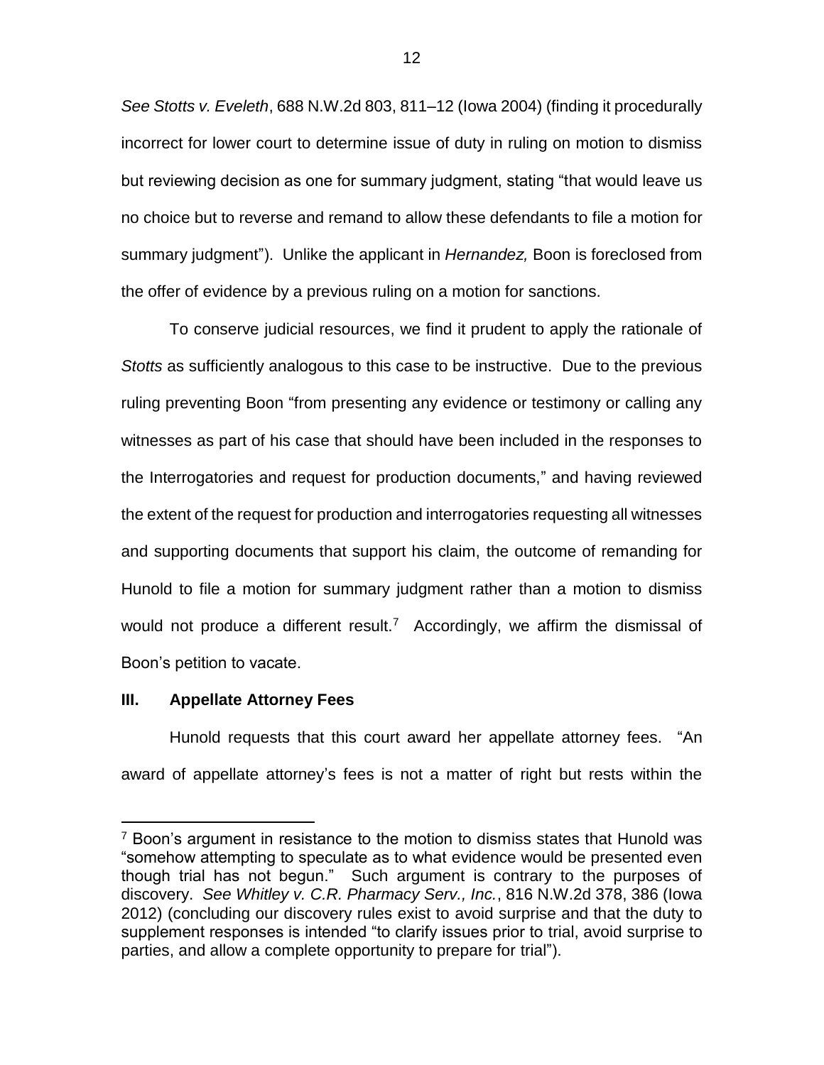*See Stotts v. Eveleth*, 688 N.W.2d 803, 811–12 (Iowa 2004) (finding it procedurally incorrect for lower court to determine issue of duty in ruling on motion to dismiss but reviewing decision as one for summary judgment, stating "that would leave us no choice but to reverse and remand to allow these defendants to file a motion for summary judgment"). Unlike the applicant in *Hernandez,* Boon is foreclosed from the offer of evidence by a previous ruling on a motion for sanctions.

To conserve judicial resources, we find it prudent to apply the rationale of *Stotts* as sufficiently analogous to this case to be instructive. Due to the previous ruling preventing Boon "from presenting any evidence or testimony or calling any witnesses as part of his case that should have been included in the responses to the Interrogatories and request for production documents," and having reviewed the extent of the request for production and interrogatories requesting all witnesses and supporting documents that support his claim, the outcome of remanding for Hunold to file a motion for summary judgment rather than a motion to dismiss would not produce a different result.[7] Accordingly, we affirm the dismissal of Boon's petition to vacate.

## III. Appellate Attorney Fees

Hunold requests that this court award her appellate attorney fees. "An award of appellate attorney's fees is not a matter of right but rests within the

[7] Boon's argument in resistance to the motion to dismiss states that Hunold was "somehow attempting to speculate as to what evidence would be presented even though trial has not begun." Such argument is contrary to the purposes of discovery. *See Whitley v. C.R. Pharmacy Serv., Inc.*, 816 N.W.2d 378, 386 (Iowa 2012) (concluding our discovery rules exist to avoid surprise and that the duty to supplement responses is intended "to clarify issues prior to trial, avoid surprise to parties, and allow a complete opportunity to prepare for trial").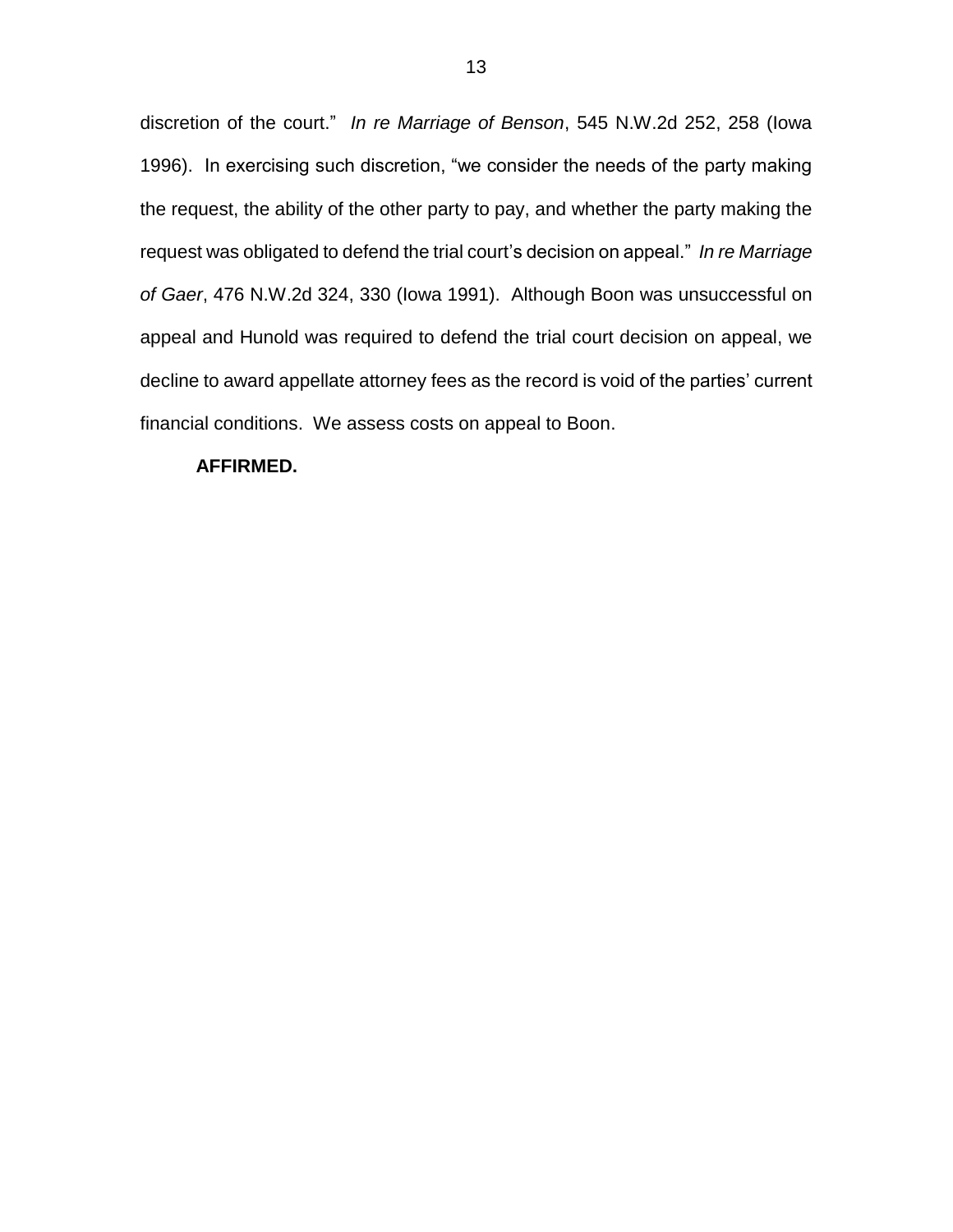discretion of the court." *In re Marriage of Benson*, 545 N.W.2d 252, 258 (Iowa 1996). In exercising such discretion, "we consider the needs of the party making the request, the ability of the other party to pay, and whether the party making the request was obligated to defend the trial court's decision on appeal." *In re Marriage of Gaer*, 476 N.W.2d 324, 330 (Iowa 1991). Although Boon was unsuccessful on appeal and Hunold was required to defend the trial court decision on appeal, we decline to award appellate attorney fees as the record is void of the parties' current financial conditions. We assess costs on appeal to Boon.

**AFFIRMED.**